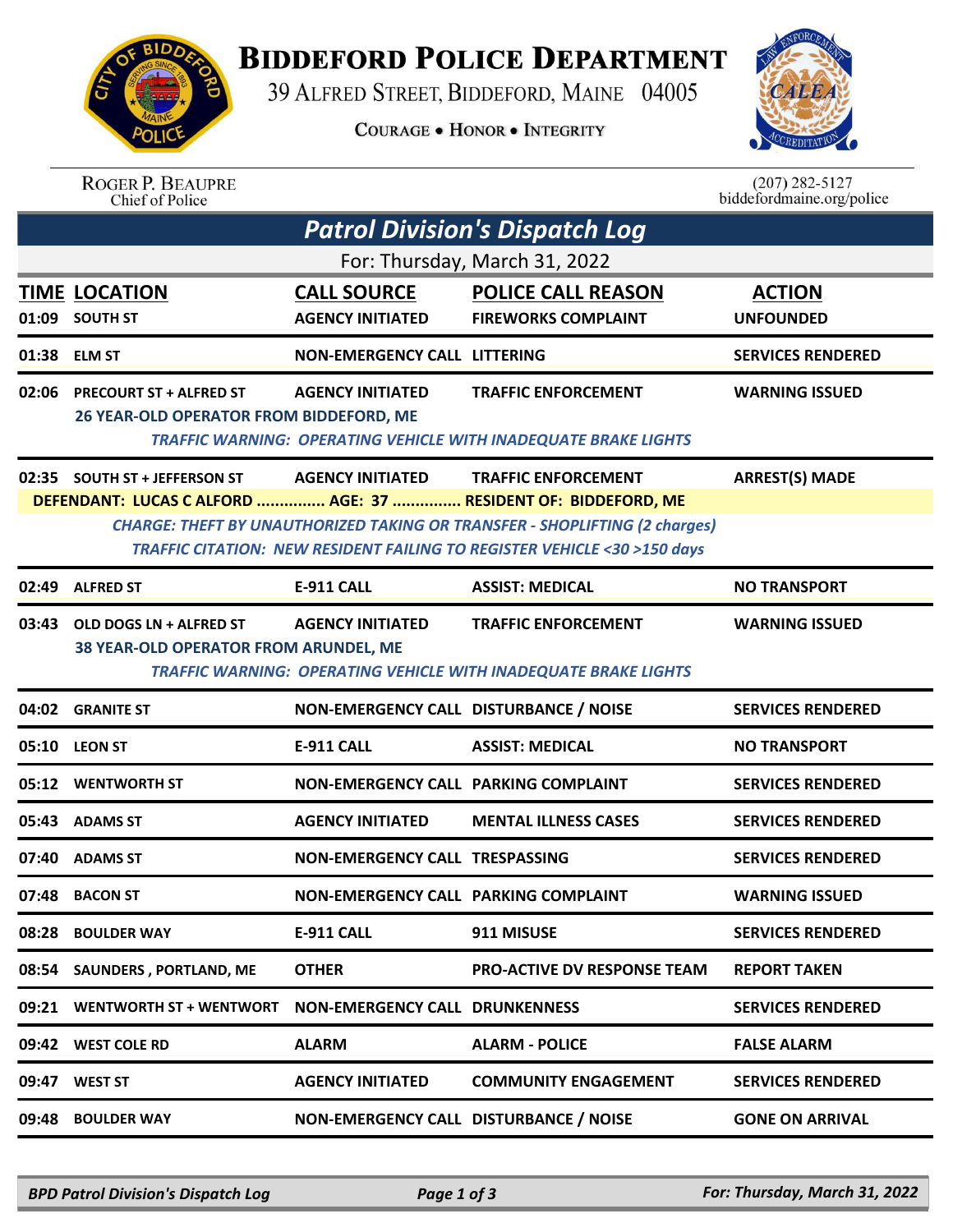# Biddeford Police Department

39 Alfred Street, Biddeford, Maine 04005

Courage • Honor • Integrity

Roger P. Beaupre
Chief of Police

(207) 282-5127
biddefordmaine.org/police

## Patrol Division's Dispatch Log

For: Thursday, March 31, 2022

| TIME | LOCATION | CALL SOURCE | POLICE CALL REASON | ACTION |
|---|---|---|---|---|
| 01:09 | SOUTH ST | AGENCY INITIATED | FIREWORKS COMPLAINT | UNFOUNDED |
| 01:38 | ELM ST | NON-EMERGENCY CALL | LITTERING | SERVICES RENDERED |
| 02:06 | PRECOURT ST + ALFRED ST | AGENCY INITIATED | TRAFFIC ENFORCEMENT | WARNING ISSUED |
| | 26 YEAR-OLD OPERATOR FROM BIDDEFORD, ME | | | |
| | *TRAFFIC WARNING: OPERATING VEHICLE WITH INADEQUATE BRAKE LIGHTS* | | | |
| 02:35 | SOUTH ST + JEFFERSON ST | AGENCY INITIATED | TRAFFIC ENFORCEMENT | ARREST(S) MADE |
| | DEFENDANT: LUCAS C ALFORD ............... AGE: 37 ............... RESIDENT OF: BIDDEFORD, ME | | | |
| | *CHARGE: THEFT BY UNAUTHORIZED TAKING OR TRANSFER - SHOPLIFTING (2 charges)* | | | |
| | *TRAFFIC CITATION: NEW RESIDENT FAILING TO REGISTER VEHICLE <30 >150 days* | | | |
| 02:49 | ALFRED ST | E-911 CALL | ASSIST: MEDICAL | NO TRANSPORT |
| 03:43 | OLD DOGS LN + ALFRED ST | AGENCY INITIATED | TRAFFIC ENFORCEMENT | WARNING ISSUED |
| | 38 YEAR-OLD OPERATOR FROM ARUNDEL, ME | | | |
| | *TRAFFIC WARNING: OPERATING VEHICLE WITH INADEQUATE BRAKE LIGHTS* | | | |
| 04:02 | GRANITE ST | NON-EMERGENCY CALL | DISTURBANCE / NOISE | SERVICES RENDERED |
| 05:10 | LEON ST | E-911 CALL | ASSIST: MEDICAL | NO TRANSPORT |
| 05:12 | WENTWORTH ST | NON-EMERGENCY CALL | PARKING COMPLAINT | SERVICES RENDERED |
| 05:43 | ADAMS ST | AGENCY INITIATED | MENTAL ILLNESS CASES | SERVICES RENDERED |
| 07:40 | ADAMS ST | NON-EMERGENCY CALL | TRESPASSING | SERVICES RENDERED |
| 07:48 | BACON ST | NON-EMERGENCY CALL | PARKING COMPLAINT | WARNING ISSUED |
| 08:28 | BOULDER WAY | E-911 CALL | 911 MISUSE | SERVICES RENDERED |
| 08:54 | SAUNDERS , PORTLAND, ME | OTHER | PRO-ACTIVE DV RESPONSE TEAM | REPORT TAKEN |
| 09:21 | WENTWORTH ST + WENTWORT | NON-EMERGENCY CALL | DRUNKENNESS | SERVICES RENDERED |
| 09:42 | WEST COLE RD | ALARM | ALARM - POLICE | FALSE ALARM |
| 09:47 | WEST ST | AGENCY INITIATED | COMMUNITY ENGAGEMENT | SERVICES RENDERED |
| 09:48 | BOULDER WAY | NON-EMERGENCY CALL | DISTURBANCE / NOISE | GONE ON ARRIVAL |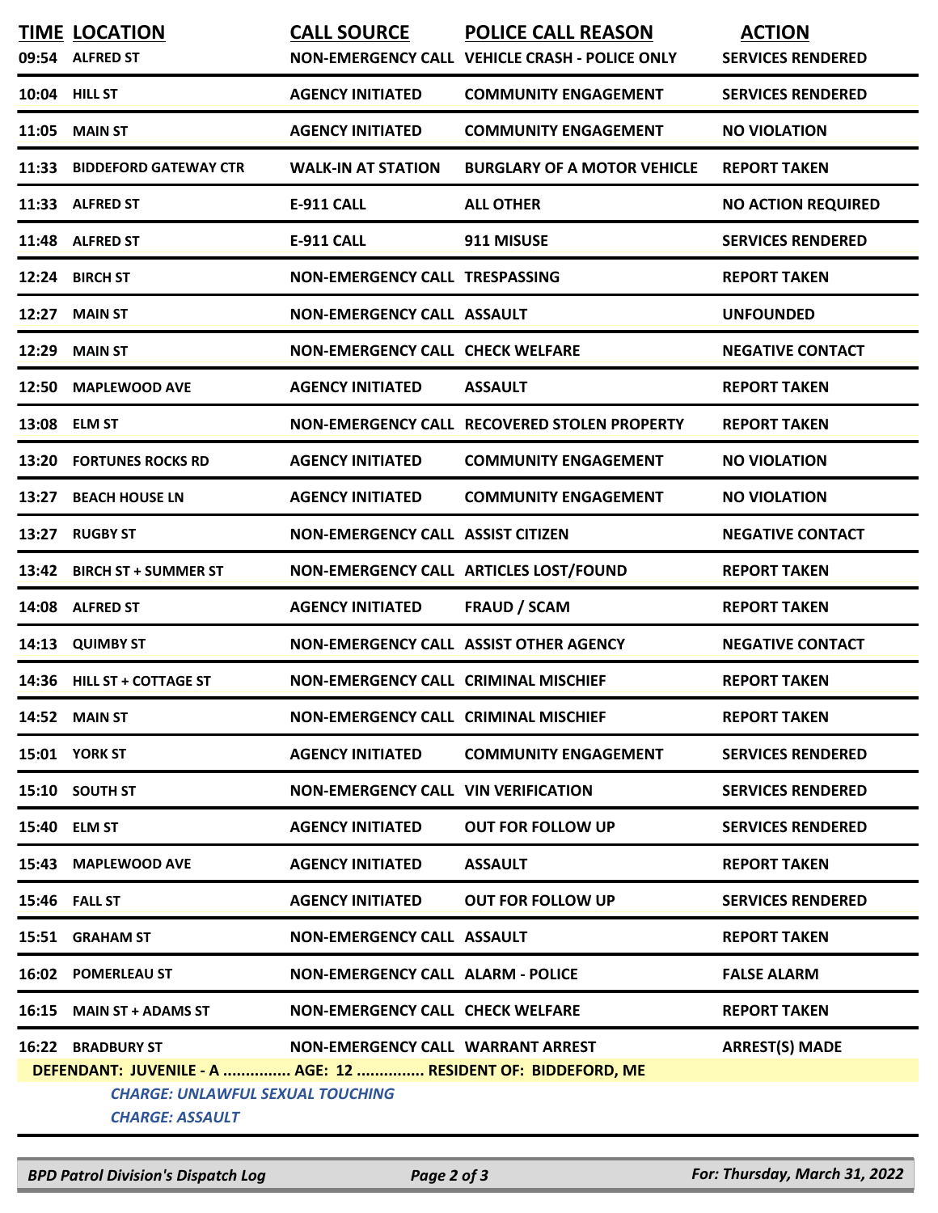| TIME | LOCATION | CALL SOURCE | POLICE CALL REASON | ACTION |
|---|---|---|---|---|
| 09:54 | ALFRED ST | NON-EMERGENCY CALL | VEHICLE CRASH - POLICE ONLY | SERVICES RENDERED |
| 10:04 | HILL ST | AGENCY INITIATED | COMMUNITY ENGAGEMENT | SERVICES RENDERED |
| 11:05 | MAIN ST | AGENCY INITIATED | COMMUNITY ENGAGEMENT | NO VIOLATION |
| 11:33 | BIDDEFORD GATEWAY CTR | WALK-IN AT STATION | BURGLARY OF A MOTOR VEHICLE | REPORT TAKEN |
| 11:33 | ALFRED ST | E-911 CALL | ALL OTHER | NO ACTION REQUIRED |
| 11:48 | ALFRED ST | E-911 CALL | 911 MISUSE | SERVICES RENDERED |
| 12:24 | BIRCH ST | NON-EMERGENCY CALL | TRESPASSING | REPORT TAKEN |
| 12:27 | MAIN ST | NON-EMERGENCY CALL | ASSAULT | UNFOUNDED |
| 12:29 | MAIN ST | NON-EMERGENCY CALL | CHECK WELFARE | NEGATIVE CONTACT |
| 12:50 | MAPLEWOOD AVE | AGENCY INITIATED | ASSAULT | REPORT TAKEN |
| 13:08 | ELM ST | NON-EMERGENCY CALL | RECOVERED STOLEN PROPERTY | REPORT TAKEN |
| 13:20 | FORTUNES ROCKS RD | AGENCY INITIATED | COMMUNITY ENGAGEMENT | NO VIOLATION |
| 13:27 | BEACH HOUSE LN | AGENCY INITIATED | COMMUNITY ENGAGEMENT | NO VIOLATION |
| 13:27 | RUGBY ST | NON-EMERGENCY CALL | ASSIST CITIZEN | NEGATIVE CONTACT |
| 13:42 | BIRCH ST + SUMMER ST | NON-EMERGENCY CALL | ARTICLES LOST/FOUND | REPORT TAKEN |
| 14:08 | ALFRED ST | AGENCY INITIATED | FRAUD / SCAM | REPORT TAKEN |
| 14:13 | QUIMBY ST | NON-EMERGENCY CALL | ASSIST OTHER AGENCY | NEGATIVE CONTACT |
| 14:36 | HILL ST + COTTAGE ST | NON-EMERGENCY CALL | CRIMINAL MISCHIEF | REPORT TAKEN |
| 14:52 | MAIN ST | NON-EMERGENCY CALL | CRIMINAL MISCHIEF | REPORT TAKEN |
| 15:01 | YORK ST | AGENCY INITIATED | COMMUNITY ENGAGEMENT | SERVICES RENDERED |
| 15:10 | SOUTH ST | NON-EMERGENCY CALL | VIN VERIFICATION | SERVICES RENDERED |
| 15:40 | ELM ST | AGENCY INITIATED | OUT FOR FOLLOW UP | SERVICES RENDERED |
| 15:43 | MAPLEWOOD AVE | AGENCY INITIATED | ASSAULT | REPORT TAKEN |
| 15:46 | FALL ST | AGENCY INITIATED | OUT FOR FOLLOW UP | SERVICES RENDERED |
| 15:51 | GRAHAM ST | NON-EMERGENCY CALL | ASSAULT | REPORT TAKEN |
| 16:02 | POMERLEAU ST | NON-EMERGENCY CALL | ALARM - POLICE | FALSE ALARM |
| 16:15 | MAIN ST + ADAMS ST | NON-EMERGENCY CALL | CHECK WELFARE | REPORT TAKEN |
| 16:22 | BRADBURY ST | NON-EMERGENCY CALL | WARRANT ARREST | ARREST(S) MADE |

**DEFENDANT: JUVENILE - A ............... AGE: 12 ............... RESIDENT OF: BIDDEFORD, ME**

*CHARGE: UNLAWFUL SEXUAL TOUCHING*
*CHARGE: ASSAULT*

*BPD Patrol Division's Dispatch Log* — *For: Thursday, March 31, 2022*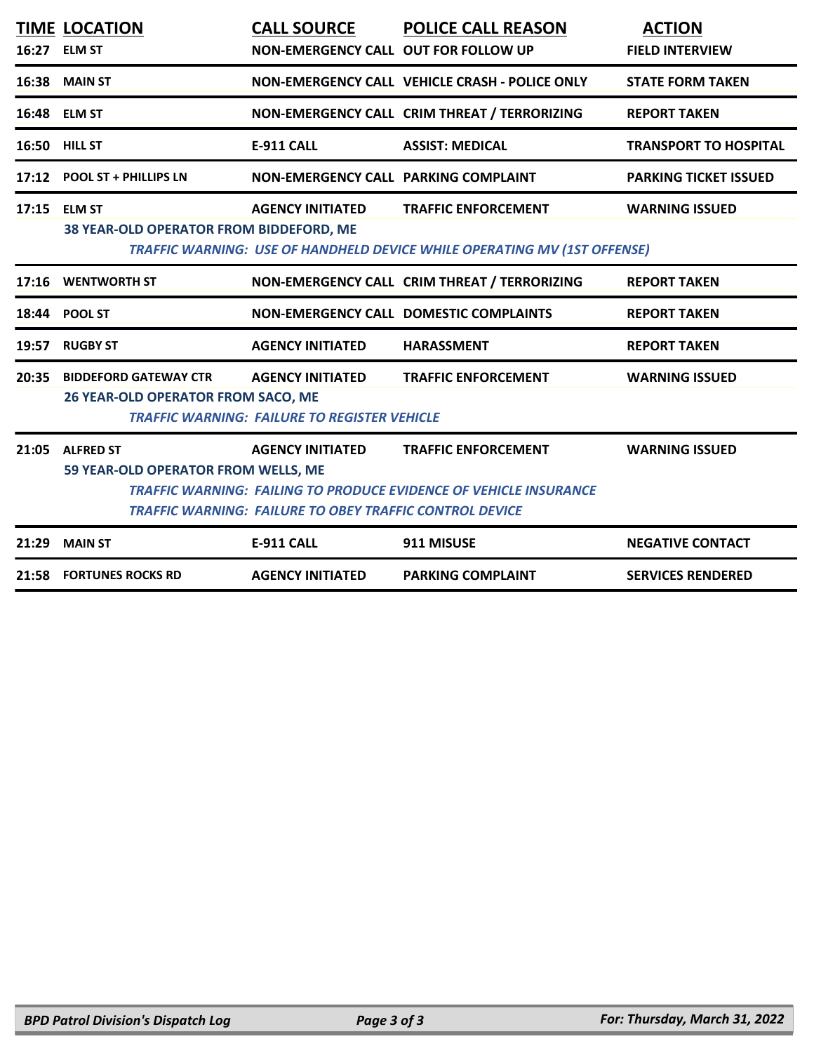| TIME | LOCATION | CALL SOURCE | POLICE CALL REASON | ACTION |
|---|---|---|---|---|
| 16:27 | ELM ST | NON-EMERGENCY CALL | OUT FOR FOLLOW UP | FIELD INTERVIEW |
| 16:38 | MAIN ST | NON-EMERGENCY CALL | VEHICLE CRASH - POLICE ONLY | STATE FORM TAKEN |
| 16:48 | ELM ST | NON-EMERGENCY CALL | CRIM THREAT / TERRORIZING | REPORT TAKEN |
| 16:50 | HILL ST | E-911 CALL | ASSIST: MEDICAL | TRANSPORT TO HOSPITAL |
| 17:12 | POOL ST + PHILLIPS LN | NON-EMERGENCY CALL | PARKING COMPLAINT | PARKING TICKET ISSUED |
| 17:15 | ELM ST | AGENCY INITIATED | TRAFFIC ENFORCEMENT | WARNING ISSUED |
| | 38 YEAR-OLD OPERATOR FROM BIDDEFORD, ME | | | |
| | | | *TRAFFIC WARNING: USE OF HANDHELD DEVICE WHILE OPERATING MV (1ST OFFENSE)* | |
| 17:16 | WENTWORTH ST | NON-EMERGENCY CALL | CRIM THREAT / TERRORIZING | REPORT TAKEN |
| 18:44 | POOL ST | NON-EMERGENCY CALL | DOMESTIC COMPLAINTS | REPORT TAKEN |
| 19:57 | RUGBY ST | AGENCY INITIATED | HARASSMENT | REPORT TAKEN |
| 20:35 | BIDDEFORD GATEWAY CTR | AGENCY INITIATED | TRAFFIC ENFORCEMENT | WARNING ISSUED |
| | 26 YEAR-OLD OPERATOR FROM SACO, ME | | | |
| | | *TRAFFIC WARNING: FAILURE TO REGISTER VEHICLE* | | |
| 21:05 | ALFRED ST | AGENCY INITIATED | TRAFFIC ENFORCEMENT | WARNING ISSUED |
| | 59 YEAR-OLD OPERATOR FROM WELLS, ME | | | |
| | | *TRAFFIC WARNING: FAILING TO PRODUCE EVIDENCE OF VEHICLE INSURANCE* | | |
| | | *TRAFFIC WARNING: FAILURE TO OBEY TRAFFIC CONTROL DEVICE* | | |
| 21:29 | MAIN ST | E-911 CALL | 911 MISUSE | NEGATIVE CONTACT |
| 21:58 | FORTUNES ROCKS RD | AGENCY INITIATED | PARKING COMPLAINT | SERVICES RENDERED |

*BPD Patrol Division's Dispatch Log* — *For: Thursday, March 31, 2022*